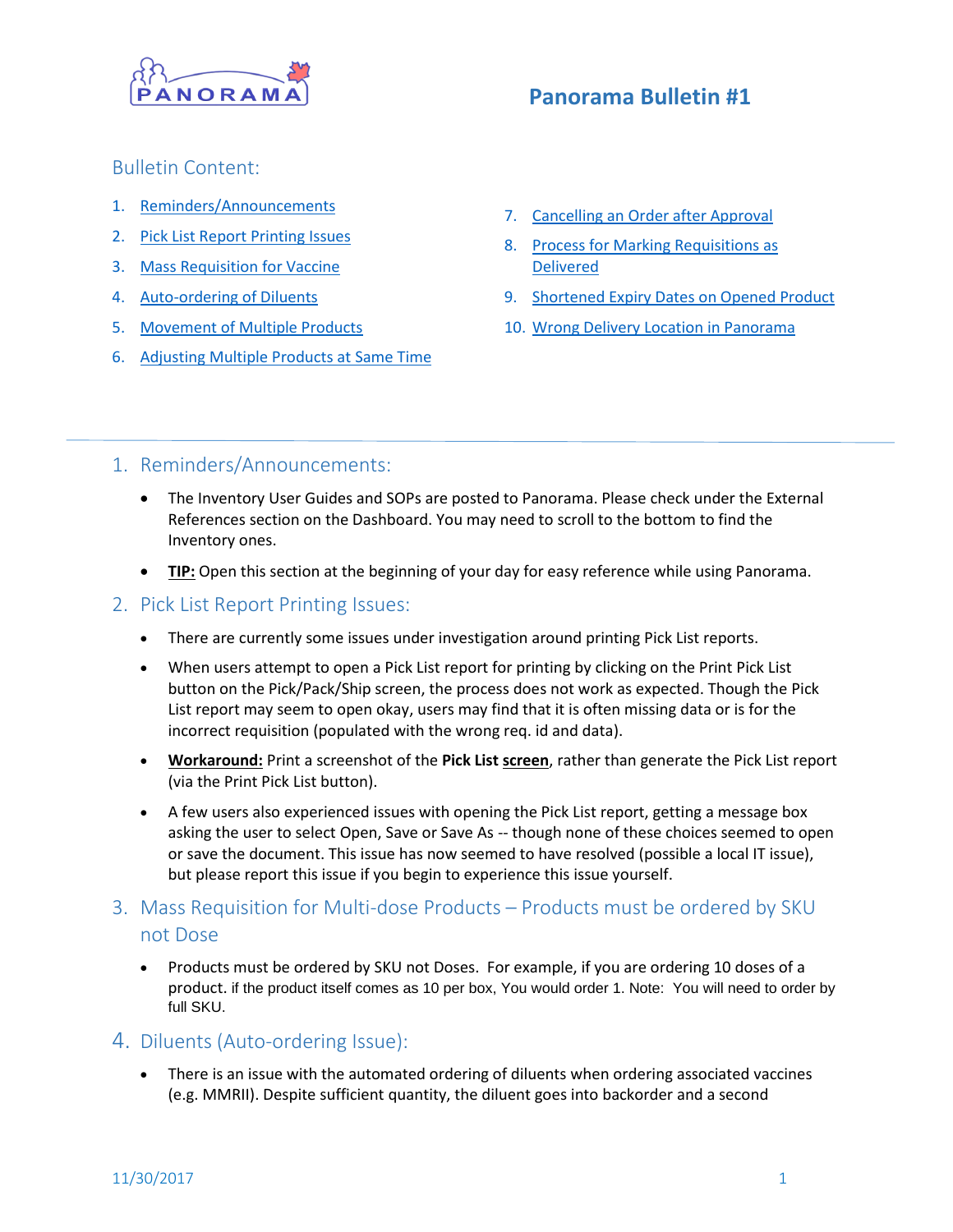# Panorama Bulletin #1

## Bulletin Content:

1. Reminders/Announcements
2. Pick List Report Printing Issues
3. Mass Requisition for Vaccine
4. Auto-ordering of Diluents
5. Movement of Multiple Products
6. Adjusting Multiple Products at Same Time
7. Cancelling an Order after Approval
8. Process for Marking Requisitions as Delivered
9. Shortened Expiry Dates on Opened Product
10. Wrong Delivery Location in Panorama

---

## 1. Reminders/Announcements:

- The Inventory User Guides and SOPs are posted to Panorama. Please check under the External References section on the Dashboard. You may need to scroll to the bottom to find the Inventory ones.
- **TIP:** Open this section at the beginning of your day for easy reference while using Panorama.

## 2. Pick List Report Printing Issues:

- There are currently some issues under investigation around printing Pick List reports.
- When users attempt to open a Pick List report for printing by clicking on the Print Pick List button on the Pick/Pack/Ship screen, the process does not work as expected. Though the Pick List report may seem to open okay, users may find that it is often missing data or is for the incorrect requisition (populated with the wrong req. id and data).
- **Workaround:** Print a screenshot of the **Pick List screen**, rather than generate the Pick List report (via the Print Pick List button).
- A few users also experienced issues with opening the Pick List report, getting a message box asking the user to select Open, Save or Save As -- though none of these choices seemed to open or save the document. This issue has now seemed to have resolved (possible a local IT issue), but please report this issue if you begin to experience this issue yourself.

## 3. Mass Requisition for Multi-dose Products – Products must be ordered by SKU not Dose

- Products must be ordered by SKU not Doses. For example, if you are ordering 10 doses of a product. if the product itself comes as 10 per box, You would order 1. Note: You will need to order by full SKU.

## 4. Diluents (Auto-ordering Issue):

- There is an issue with the automated ordering of diluents when ordering associated vaccines (e.g. MMRII). Despite sufficient quantity, the diluent goes into backorder and a second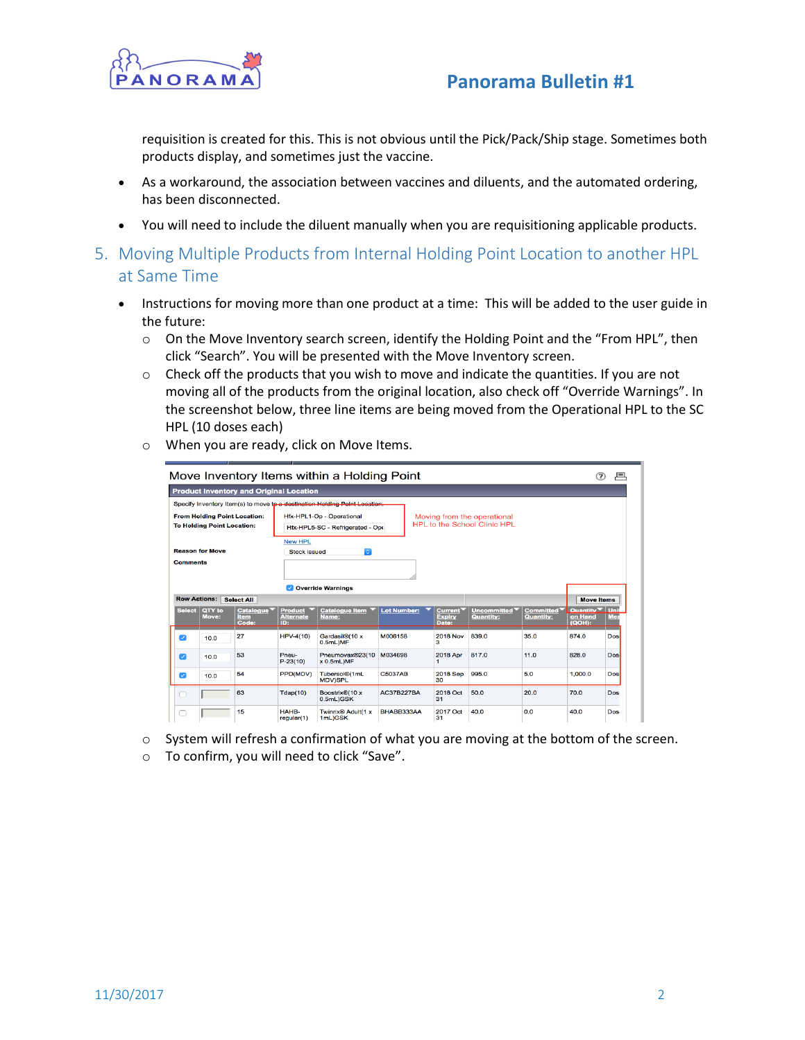requisition is created for this. This is not obvious until the Pick/Pack/Ship stage. Sometimes both products display, and sometimes just the vaccine.

- As a workaround, the association between vaccines and diluents, and the automated ordering, has been disconnected.
- You will need to include the diluent manually when you are requisitioning applicable products.

## 5. Moving Multiple Products from Internal Holding Point Location to another HPL at Same Time

- Instructions for moving more than one product at a time: This will be added to the user guide in the future:
  - On the Move Inventory search screen, identify the Holding Point and the “From HPL”, then click “Search”. You will be presented with the Move Inventory screen.
  - Check off the products that you wish to move and indicate the quantities. If you are not moving all of the products from the original location, also check off “Override Warnings”. In the screenshot below, three line items are being moved from the Operational HPL to the SC HPL (10 doses each)
  - When you are ready, click on Move Items.
  - System will refresh a confirmation of what you are moving at the bottom of the screen.
  - To confirm, you will need to click “Save”.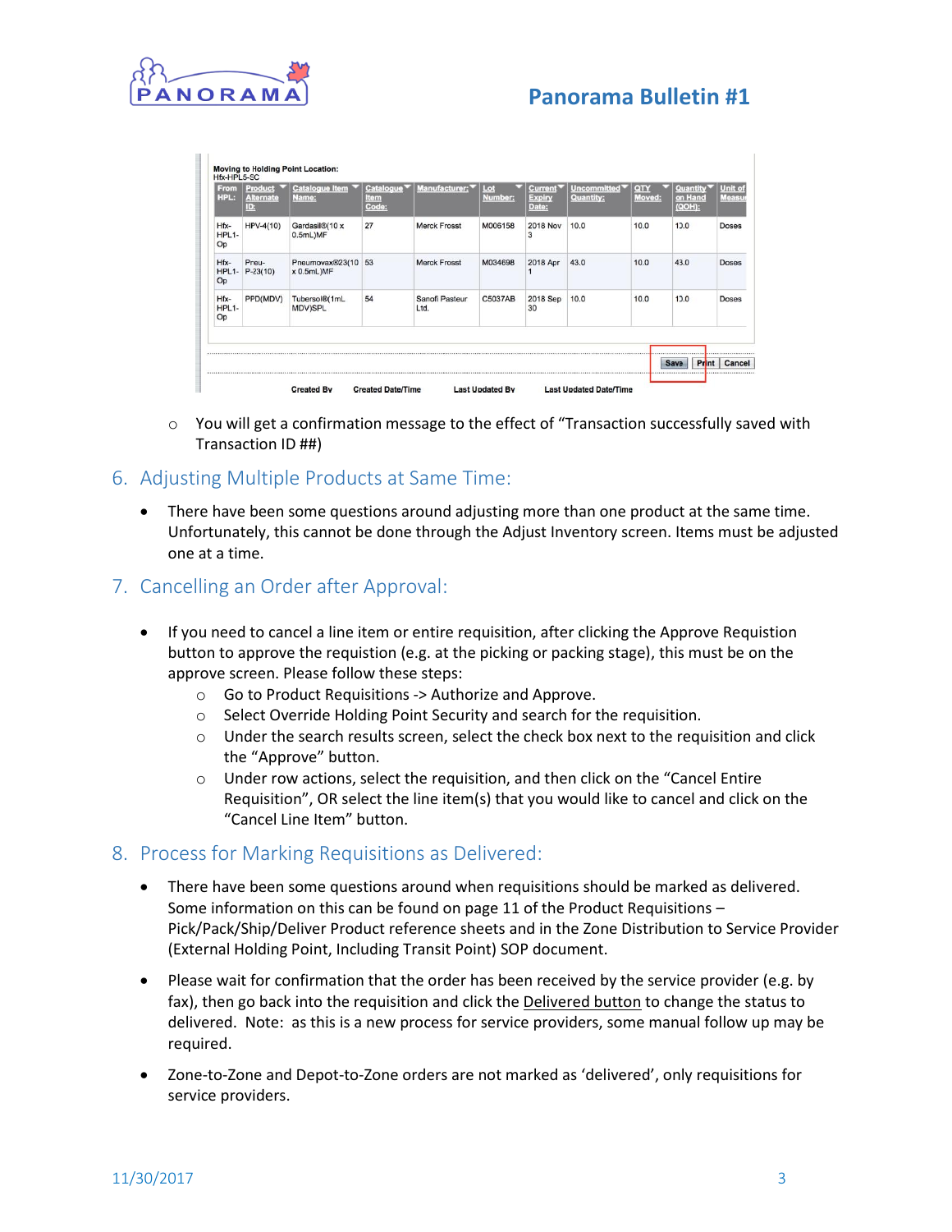**Moving to Holding Point Location:**
Hfx-HPL5-SC

| From HPL: | Product Alternate ID: | Catalogue Item Name: | Catalogue Item Code: | Manufacturer: | Lot Number: | Current Expiry Date: | Uncommitted Quantity: | QTY Moved: | Quantity on Hand (QOH): | Unit of Measure |
|---|---|---|---|---|---|---|---|---|---|---|
| Hfx-HPL1-Op | HPV-4(10) | Gardasil®(10 x 0.5mL)MF | 27 | Merck Frosst | M006158 | 2018 Nov 3 | 10.0 | 10.0 | 10.0 | Doses |
| Hfx-HPL1-Op | Pneu-P-23(10) | Pneumovax®23(10 x 0.5mL)MF | 53 | Merck Frosst | M034698 | 2018 Apr 1 | 43.0 | 10.0 | 43.0 | Doses |
| Hfx-HPL1-Op | PPD(MDV) | Tubersol®(1mL MDV)SPL | 54 | Sanofi Pasteur Ltd. | C5037AB | 2018 Sep 30 | 10.0 | 10.0 | 10.0 | Doses |

Save | Print | Cancel

Created By | Created Date/Time | Last Updated By | Last Updated Date/Time

- You will get a confirmation message to the effect of "Transaction successfully saved with Transaction ID ##)

## 6. Adjusting Multiple Products at Same Time:

- There have been some questions around adjusting more than one product at the same time. Unfortunately, this cannot be done through the Adjust Inventory screen. Items must be adjusted one at a time.

## 7. Cancelling an Order after Approval:

- If you need to cancel a line item or entire requisition, after clicking the Approve Requisition button to approve the requistion (e.g. at the picking or packing stage), this must be on the approve screen. Please follow these steps:
  - Go to Product Requisitions -> Authorize and Approve.
  - Select Override Holding Point Security and search for the requisition.
  - Under the search results screen, select the check box next to the requisition and click the "Approve" button.
  - Under row actions, select the requisition, and then click on the "Cancel Entire Requisition", OR select the line item(s) that you would like to cancel and click on the "Cancel Line Item" button.

## 8. Process for Marking Requisitions as Delivered:

- There have been some questions around when requisitions should be marked as delivered. Some information on this can be found on page 11 of the Product Requisitions – Pick/Pack/Ship/Deliver Product reference sheets and in the Zone Distribution to Service Provider (External Holding Point, Including Transit Point) SOP document.
- Please wait for confirmation that the order has been received by the service provider (e.g. by fax), then go back into the requisition and click the Delivered button to change the status to delivered. Note: as this is a new process for service providers, some manual follow up may be required.
- Zone-to-Zone and Depot-to-Zone orders are not marked as 'delivered', only requisitions for service providers.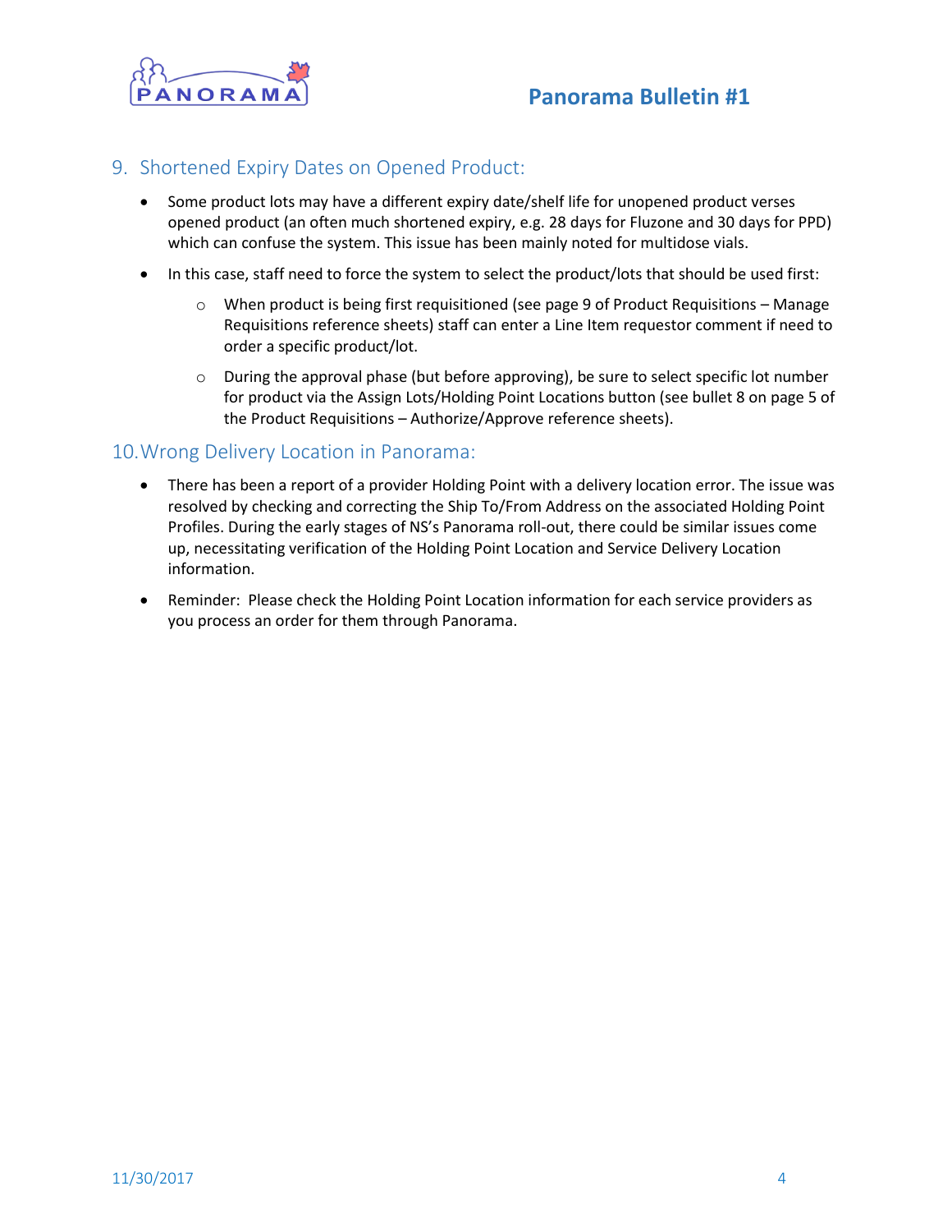## 9. Shortened Expiry Dates on Opened Product:

- Some product lots may have a different expiry date/shelf life for unopened product verses opened product (an often much shortened expiry, e.g. 28 days for Fluzone and 30 days for PPD) which can confuse the system. This issue has been mainly noted for multidose vials.
- In this case, staff need to force the system to select the product/lots that should be used first:
  - When product is being first requisitioned (see page 9 of Product Requisitions – Manage Requisitions reference sheets) staff can enter a Line Item requestor comment if need to order a specific product/lot.
  - During the approval phase (but before approving), be sure to select specific lot number for product via the Assign Lots/Holding Point Locations button (see bullet 8 on page 5 of the Product Requisitions – Authorize/Approve reference sheets).

## 10. Wrong Delivery Location in Panorama:

- There has been a report of a provider Holding Point with a delivery location error. The issue was resolved by checking and correcting the Ship To/From Address on the associated Holding Point Profiles. During the early stages of NS's Panorama roll-out, there could be similar issues come up, necessitating verification of the Holding Point Location and Service Delivery Location information.
- Reminder: Please check the Holding Point Location information for each service providers as you process an order for them through Panorama.